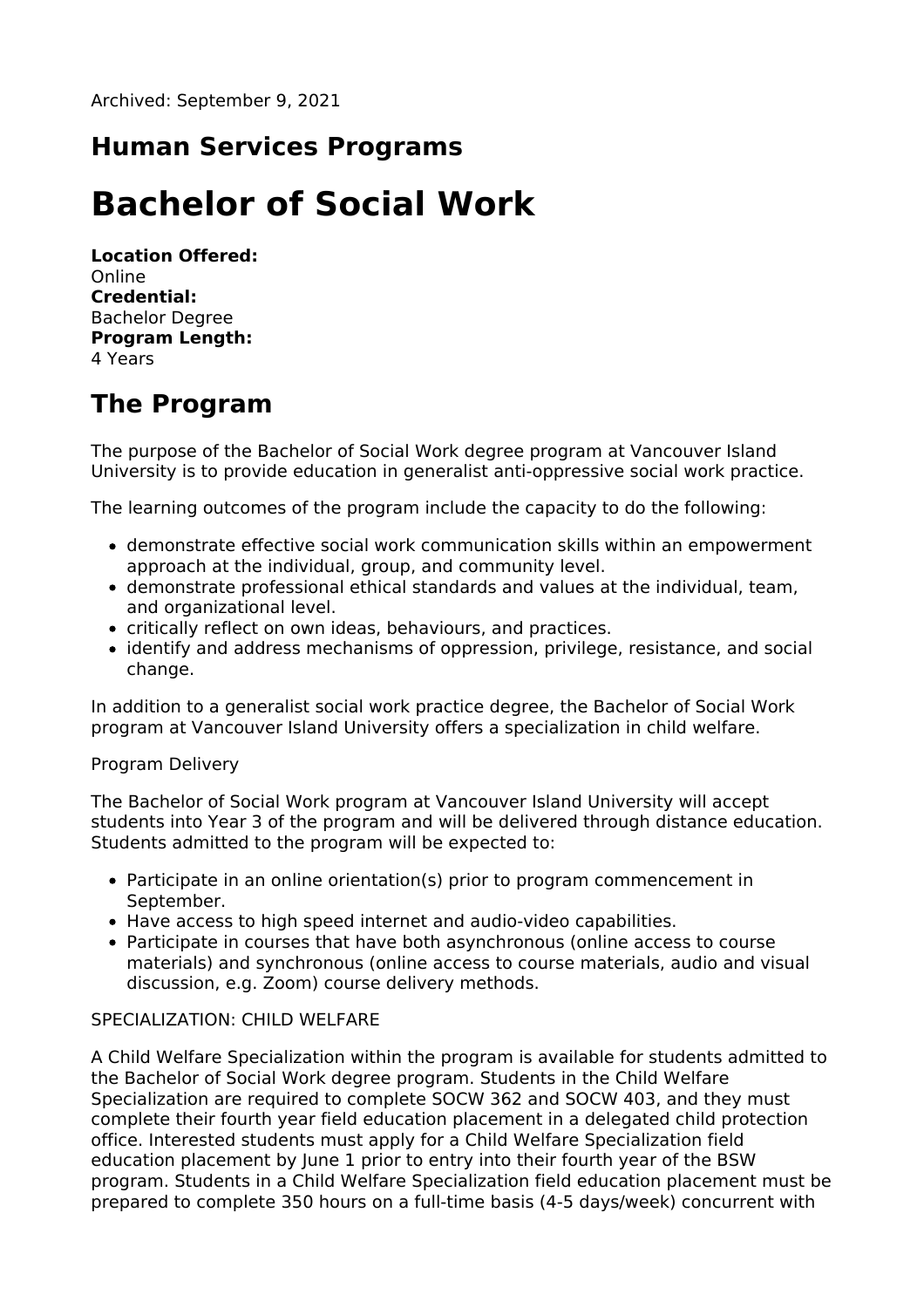Archived: September 9, 2021

## Human Services Programs

# Bachelor of Social Work

**Location Offered:**
Online
**Credential:**
Bachelor Degree
**Program Length:**
4 Years

## The Program

The purpose of the Bachelor of Social Work degree program at Vancouver Island University is to provide education in generalist anti-oppressive social work practice.

The learning outcomes of the program include the capacity to do the following:

- demonstrate effective social work communication skills within an empowerment approach at the individual, group, and community level.
- demonstrate professional ethical standards and values at the individual, team, and organizational level.
- critically reflect on own ideas, behaviours, and practices.
- identify and address mechanisms of oppression, privilege, resistance, and social change.

In addition to a generalist social work practice degree, the Bachelor of Social Work program at Vancouver Island University offers a specialization in child welfare.

Program Delivery

The Bachelor of Social Work program at Vancouver Island University will accept students into Year 3 of the program and will be delivered through distance education. Students admitted to the program will be expected to:

- Participate in an online orientation(s) prior to program commencement in September.
- Have access to high speed internet and audio-video capabilities.
- Participate in courses that have both asynchronous (online access to course materials) and synchronous (online access to course materials, audio and visual discussion, e.g. Zoom) course delivery methods.

SPECIALIZATION: CHILD WELFARE

A Child Welfare Specialization within the program is available for students admitted to the Bachelor of Social Work degree program. Students in the Child Welfare Specialization are required to complete SOCW 362 and SOCW 403, and they must complete their fourth year field education placement in a delegated child protection office. Interested students must apply for a Child Welfare Specialization field education placement by June 1 prior to entry into their fourth year of the BSW program. Students in a Child Welfare Specialization field education placement must be prepared to complete 350 hours on a full-time basis (4-5 days/week) concurrent with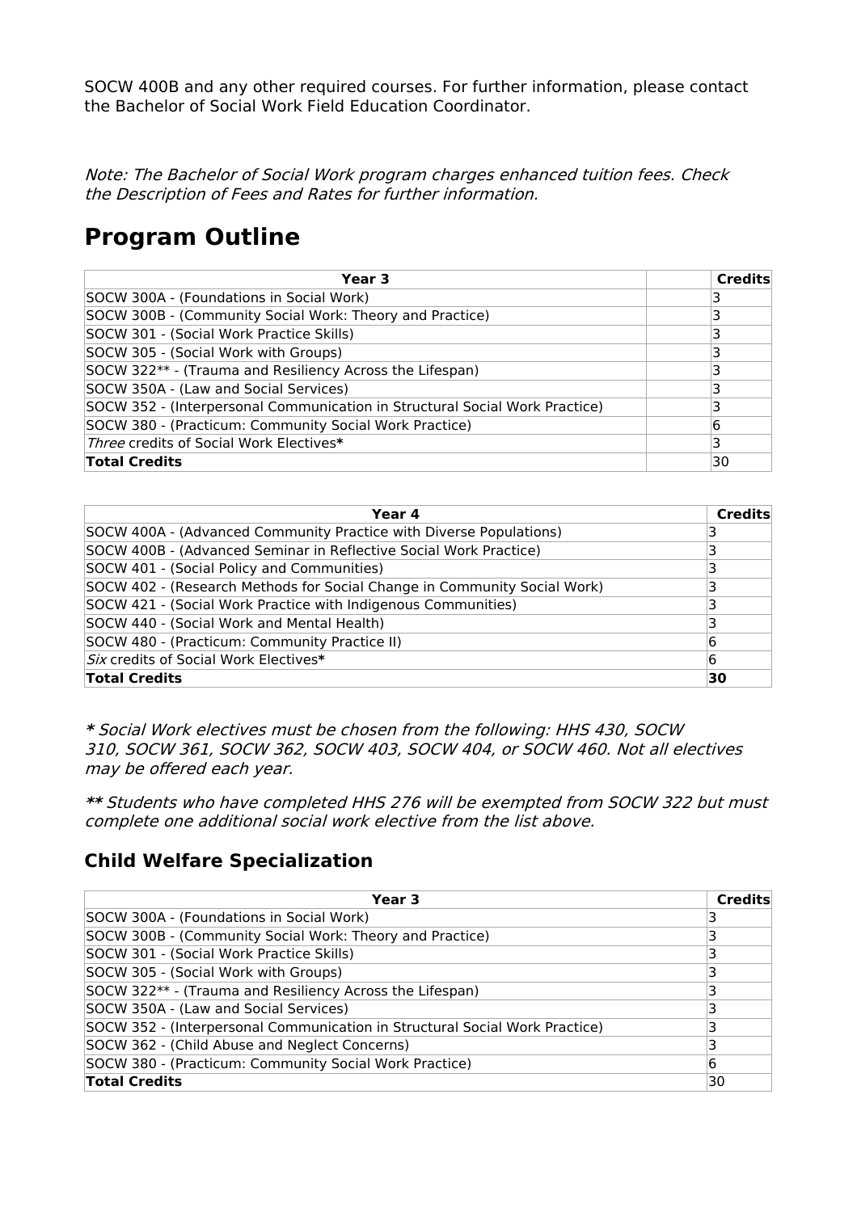SOCW 400B and any other required courses. For further information, please contact the Bachelor of Social Work Field Education Coordinator.

*Note: The Bachelor of Social Work program charges enhanced tuition fees. Check the Description of Fees and Rates for further information.*

# Program Outline

| Year 3 | | Credits |
|---|---|---|
| SOCW 300A - (Foundations in Social Work) | | 3 |
| SOCW 300B - (Community Social Work: Theory and Practice) | | 3 |
| SOCW 301 - (Social Work Practice Skills) | | 3 |
| SOCW 305 - (Social Work with Groups) | | 3 |
| SOCW 322** - (Trauma and Resiliency Across the Lifespan) | | 3 |
| SOCW 350A - (Law and Social Services) | | 3 |
| SOCW 352 - (Interpersonal Communication in Structural Social Work Practice) | | 3 |
| SOCW 380 - (Practicum: Community Social Work Practice) | | 6 |
| *Three* credits of Social Work Electives**\*** | | 3 |
| **Total Credits** | | 30 |

| Year 4 | Credits |
|---|---|
| SOCW 400A - (Advanced Community Practice with Diverse Populations) | 3 |
| SOCW 400B - (Advanced Seminar in Reflective Social Work Practice) | 3 |
| SOCW 401 - (Social Policy and Communities) | 3 |
| SOCW 402 - (Research Methods for Social Change in Community Social Work) | 3 |
| SOCW 421 - (Social Work Practice with Indigenous Communities) | 3 |
| SOCW 440 - (Social Work and Mental Health) | 3 |
| SOCW 480 - (Practicum: Community Practice II) | 6 |
| *Six* credits of Social Work Electives**\*** | 6 |
| **Total Credits** | **30** |

***** *Social Work electives must be chosen from the following: HHS 430, SOCW 310, SOCW 361, SOCW 362, SOCW 403, SOCW 404, or SOCW 460. Not all electives may be offered each year.*

****** *Students who have completed HHS 276 will be exempted from SOCW 322 but must complete one additional social work elective from the list above.*

## Child Welfare Specialization

| Year 3 | Credits |
|---|---|
| SOCW 300A - (Foundations in Social Work) | 3 |
| SOCW 300B - (Community Social Work: Theory and Practice) | 3 |
| SOCW 301 - (Social Work Practice Skills) | 3 |
| SOCW 305 - (Social Work with Groups) | 3 |
| SOCW 322** - (Trauma and Resiliency Across the Lifespan) | 3 |
| SOCW 350A - (Law and Social Services) | 3 |
| SOCW 352 - (Interpersonal Communication in Structural Social Work Practice) | 3 |
| SOCW 362 - (Child Abuse and Neglect Concerns) | 3 |
| SOCW 380 - (Practicum: Community Social Work Practice) | 6 |
| **Total Credits** | 30 |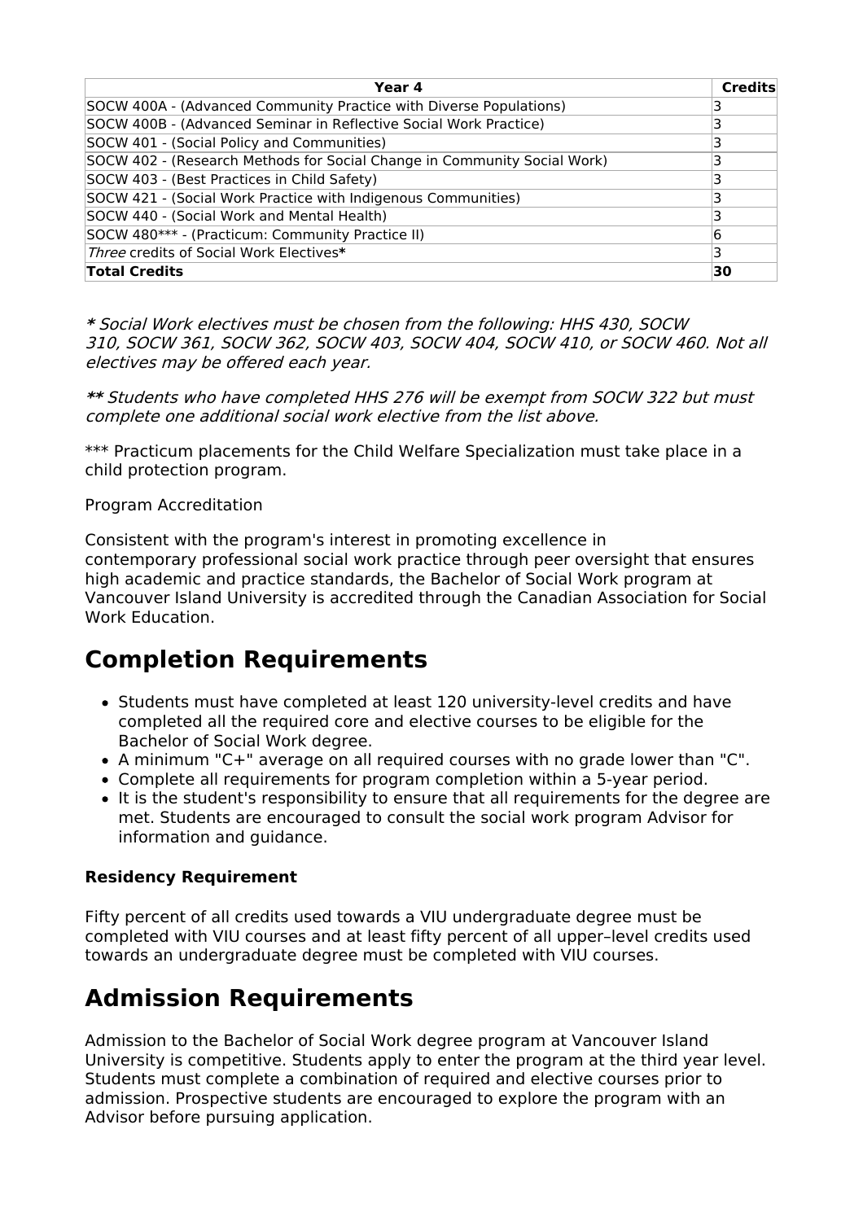| Year 4 | Credits |
|---|---|
| SOCW 400A - (Advanced Community Practice with Diverse Populations) | 3 |
| SOCW 400B - (Advanced Seminar in Reflective Social Work Practice) | 3 |
| SOCW 401 - (Social Policy and Communities) | 3 |
| SOCW 402 - (Research Methods for Social Change in Community Social Work) | 3 |
| SOCW 403 - (Best Practices in Child Safety) | 3 |
| SOCW 421 - (Social Work Practice with Indigenous Communities) | 3 |
| SOCW 440 - (Social Work and Mental Health) | 3 |
| SOCW 480*** - (Practicum: Community Practice II) | 6 |
| *Three* credits of Social Work Electives* | 3 |
| **Total Credits** | **30** |

*\* Social Work electives must be chosen from the following: HHS 430, SOCW 310, SOCW 361, SOCW 362, SOCW 403, SOCW 404, SOCW 410, or SOCW 460. Not all electives may be offered each year.*

*\*\* Students who have completed HHS 276 will be exempt from SOCW 322 but must complete one additional social work elective from the list above.*

*** Practicum placements for the Child Welfare Specialization must take place in a child protection program.

Program Accreditation

Consistent with the program's interest in promoting excellence in contemporary professional social work practice through peer oversight that ensures high academic and practice standards, the Bachelor of Social Work program at Vancouver Island University is accredited through the Canadian Association for Social Work Education.

# Completion Requirements

- Students must have completed at least 120 university-level credits and have completed all the required core and elective courses to be eligible for the Bachelor of Social Work degree.
- A minimum "C+" average on all required courses with no grade lower than "C".
- Complete all requirements for program completion within a 5-year period.
- It is the student's responsibility to ensure that all requirements for the degree are met. Students are encouraged to consult the social work program Advisor for information and guidance.

### Residency Requirement

Fifty percent of all credits used towards a VIU undergraduate degree must be completed with VIU courses and at least fifty percent of all upper–level credits used towards an undergraduate degree must be completed with VIU courses.

# Admission Requirements

Admission to the Bachelor of Social Work degree program at Vancouver Island University is competitive. Students apply to enter the program at the third year level. Students must complete a combination of required and elective courses prior to admission. Prospective students are encouraged to explore the program with an Advisor before pursuing application.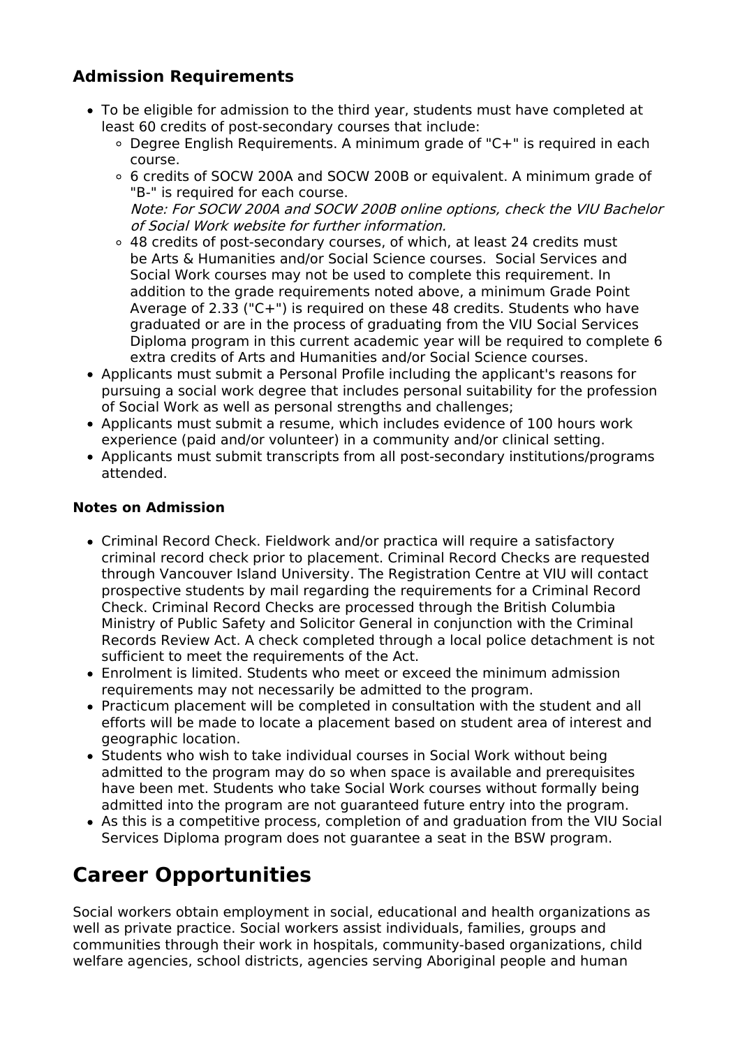### Admission Requirements

- To be eligible for admission to the third year, students must have completed at least 60 credits of post-secondary courses that include:
  - Degree English Requirements. A minimum grade of "C+" is required in each course.
  - 6 credits of SOCW 200A and SOCW 200B or equivalent. A minimum grade of "B-" is required for each course.
    *Note: For SOCW 200A and SOCW 200B online options, check the VIU Bachelor of Social Work website for further information.*
  - 48 credits of post-secondary courses, of which, at least 24 credits must be Arts & Humanities and/or Social Science courses. Social Services and Social Work courses may not be used to complete this requirement. In addition to the grade requirements noted above, a minimum Grade Point Average of 2.33 ("C+") is required on these 48 credits. Students who have graduated or are in the process of graduating from the VIU Social Services Diploma program in this current academic year will be required to complete 6 extra credits of Arts and Humanities and/or Social Science courses.
- Applicants must submit a Personal Profile including the applicant's reasons for pursuing a social work degree that includes personal suitability for the profession of Social Work as well as personal strengths and challenges;
- Applicants must submit a resume, which includes evidence of 100 hours work experience (paid and/or volunteer) in a community and/or clinical setting.
- Applicants must submit transcripts from all post-secondary institutions/programs attended.

#### Notes on Admission

- Criminal Record Check. Fieldwork and/or practica will require a satisfactory criminal record check prior to placement. Criminal Record Checks are requested through Vancouver Island University. The Registration Centre at VIU will contact prospective students by mail regarding the requirements for a Criminal Record Check. Criminal Record Checks are processed through the British Columbia Ministry of Public Safety and Solicitor General in conjunction with the Criminal Records Review Act. A check completed through a local police detachment is not sufficient to meet the requirements of the Act.
- Enrolment is limited. Students who meet or exceed the minimum admission requirements may not necessarily be admitted to the program.
- Practicum placement will be completed in consultation with the student and all efforts will be made to locate a placement based on student area of interest and geographic location.
- Students who wish to take individual courses in Social Work without being admitted to the program may do so when space is available and prerequisites have been met. Students who take Social Work courses without formally being admitted into the program are not guaranteed future entry into the program.
- As this is a competitive process, completion of and graduation from the VIU Social Services Diploma program does not guarantee a seat in the BSW program.

## Career Opportunities

Social workers obtain employment in social, educational and health organizations as well as private practice. Social workers assist individuals, families, groups and communities through their work in hospitals, community-based organizations, child welfare agencies, school districts, agencies serving Aboriginal people and human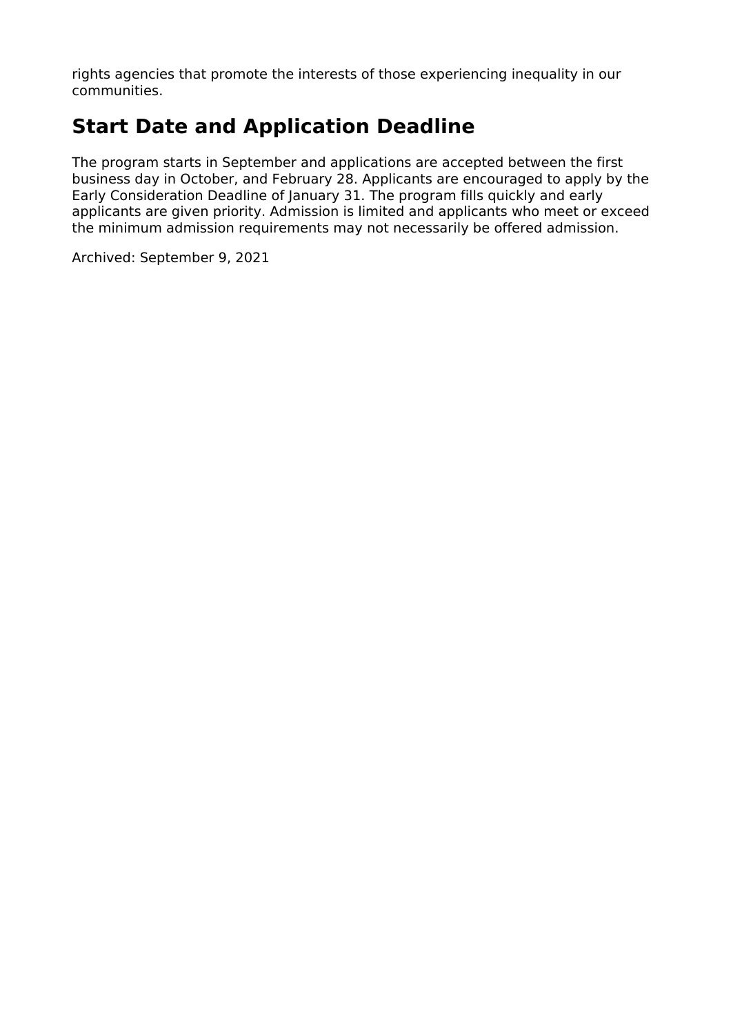rights agencies that promote the interests of those experiencing inequality in our communities.

## Start Date and Application Deadline

The program starts in September and applications are accepted between the first business day in October, and February 28. Applicants are encouraged to apply by the Early Consideration Deadline of January 31. The program fills quickly and early applicants are given priority. Admission is limited and applicants who meet or exceed the minimum admission requirements may not necessarily be offered admission.

Archived: September 9, 2021